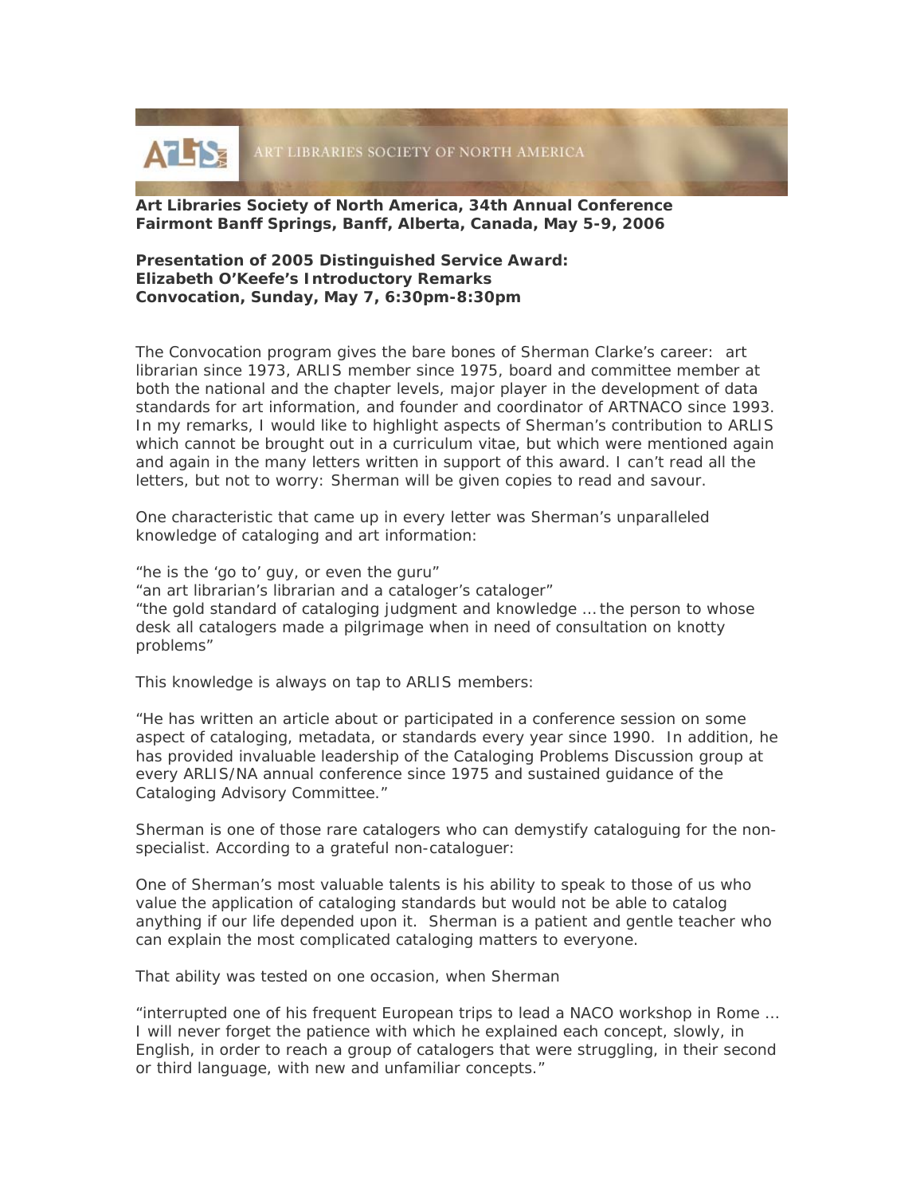ART LIBRARIES SOCIETY OF NORTH AMERICA

**Art Libraries Society of North America, 34th Annual Conference**
**Fairmont Banff Springs, Banff, Alberta, Canada, May 5-9, 2006**

**Presentation of 2005 Distinguished Service Award:**
**Elizabeth O'Keefe's Introductory Remarks**
**Convocation, Sunday, May 7, 6:30pm-8:30pm**

The Convocation program gives the bare bones of Sherman Clarke's career: art librarian since 1973, ARLIS member since 1975, board and committee member at both the national and the chapter levels, major player in the development of data standards for art information, and founder and coordinator of ARTNACO since 1993. In my remarks, I would like to highlight aspects of Sherman's contribution to ARLIS which cannot be brought out in a curriculum vitae, but which were mentioned again and again in the many letters written in support of this award. I can't read all the letters, but not to worry: Sherman will be given copies to read and savour.

One characteristic that came up in every letter was Sherman's unparalleled knowledge of cataloging and art information:

"he is the 'go to' guy, or even the guru"
"an art librarian's librarian and a cataloger's cataloger"
"the gold standard of cataloging judgment and knowledge … the person to whose desk all catalogers made a pilgrimage when in need of consultation on knotty problems"

This knowledge is always on tap to ARLIS members:

"He has written an article about or participated in a conference session on some aspect of cataloging, metadata, or standards every year since 1990. In addition, he has provided invaluable leadership of the Cataloging Problems Discussion group at every ARLIS/NA annual conference since 1975 and sustained guidance of the Cataloging Advisory Committee."

Sherman is one of those rare catalogers who can demystify cataloguing for the non-specialist. According to a grateful non-cataloguer:

One of Sherman's most valuable talents is his ability to speak to those of us who value the application of cataloging standards but would not be able to catalog anything if our life depended upon it. Sherman is a patient and gentle teacher who can explain the most complicated cataloging matters to everyone.

That ability was tested on one occasion, when Sherman

"interrupted one of his frequent European trips to lead a NACO workshop in Rome … I will never forget the patience with which he explained each concept, slowly, in English, in order to reach a group of catalogers that were struggling, in their second or third language, with new and unfamiliar concepts."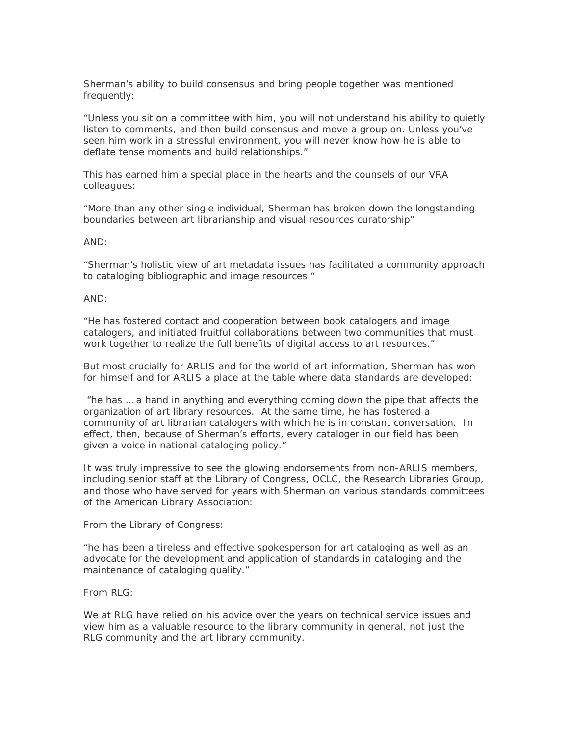Sherman's ability to build consensus and bring people together was mentioned frequently:

"Unless you sit on a committee with him, you will not understand his ability to quietly listen to comments, and then build consensus and move a group on. Unless you've seen him work in a stressful environment, you will never know how he is able to deflate tense moments and build relationships."

This has earned him a special place in the hearts and the counsels of our VRA colleagues:

"More than any other single individual, Sherman has broken down the longstanding boundaries between art librarianship and visual resources curatorship"

AND:

"Sherman's holistic view of art metadata issues has facilitated a community approach to cataloging bibliographic and image resources "

AND:

"He has fostered contact and cooperation between book catalogers and image catalogers, and initiated fruitful collaborations between two communities that must work together to realize the full benefits of digital access to art resources."

But most crucially for ARLIS and for the world of art information, Sherman has won for himself and for ARLIS a place at the table where data standards are developed:

"he has … a hand in anything and everything coming down the pipe that affects the organization of art library resources. At the same time, he has fostered a community of art librarian catalogers with which he is in constant conversation. In effect, then, because of Sherman's efforts, every cataloger in our field has been given a voice in national cataloging policy."

It was truly impressive to see the glowing endorsements from non-ARLIS members, including senior staff at the Library of Congress, OCLC, the Research Libraries Group, and those who have served for years with Sherman on various standards committees of the American Library Association:

From the Library of Congress:

"he has been a tireless and effective spokesperson for art cataloging as well as an advocate for the development and application of standards in cataloging and the maintenance of cataloging quality."

From RLG:

We at RLG have relied on his advice over the years on technical service issues and view him as a valuable resource to the library community in general, not just the RLG community and the art library community.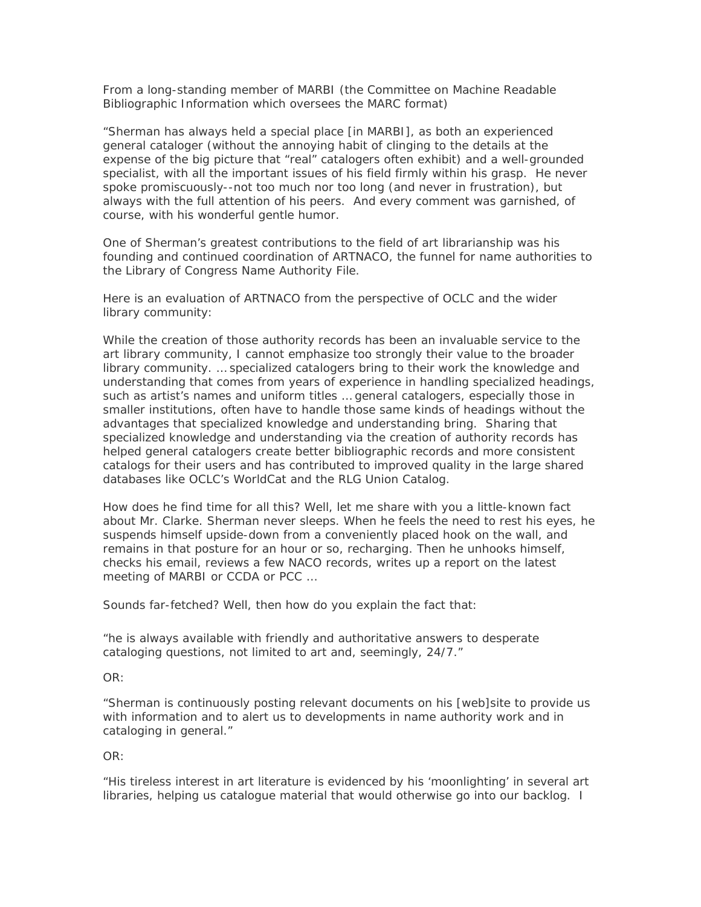From a long-standing member of MARBI (the Committee on Machine Readable Bibliographic Information which oversees the MARC format)

"Sherman has always held a special place [in MARBI], as both an experienced general cataloger (without the annoying habit of clinging to the details at the expense of the big picture that "real" catalogers often exhibit) and a well-grounded specialist, with all the important issues of his field firmly within his grasp. He never spoke promiscuously--not too much nor too long (and never in frustration), but always with the full attention of his peers. And every comment was garnished, of course, with his wonderful gentle humor.

One of Sherman's greatest contributions to the field of art librarianship was his founding and continued coordination of ARTNACO, the funnel for name authorities to the Library of Congress Name Authority File.

Here is an evaluation of ARTNACO from the perspective of OCLC and the wider library community:

While the creation of those authority records has been an invaluable service to the art library community, I cannot emphasize too strongly their value to the broader library community. … specialized catalogers bring to their work the knowledge and understanding that comes from years of experience in handling specialized headings, such as artist's names and uniform titles … general catalogers, especially those in smaller institutions, often have to handle those same kinds of headings without the advantages that specialized knowledge and understanding bring. Sharing that specialized knowledge and understanding via the creation of authority records has helped general catalogers create better bibliographic records and more consistent catalogs for their users and has contributed to improved quality in the large shared databases like OCLC's WorldCat and the RLG Union Catalog.

How does he find time for all this? Well, let me share with you a little-known fact about Mr. Clarke. Sherman never sleeps. When he feels the need to rest his eyes, he suspends himself upside-down from a conveniently placed hook on the wall, and remains in that posture for an hour or so, recharging. Then he unhooks himself, checks his email, reviews a few NACO records, writes up a report on the latest meeting of MARBI or CCDA or PCC …

Sounds far-fetched? Well, then how do you explain the fact that:

"he is always available with friendly and authoritative answers to desperate cataloging questions, not limited to art and, seemingly, 24/7."

OR:

"Sherman is continuously posting relevant documents on his [web]site to provide us with information and to alert us to developments in name authority work and in cataloging in general."

OR:

"His tireless interest in art literature is evidenced by his 'moonlighting' in several art libraries, helping us catalogue material that would otherwise go into our backlog. I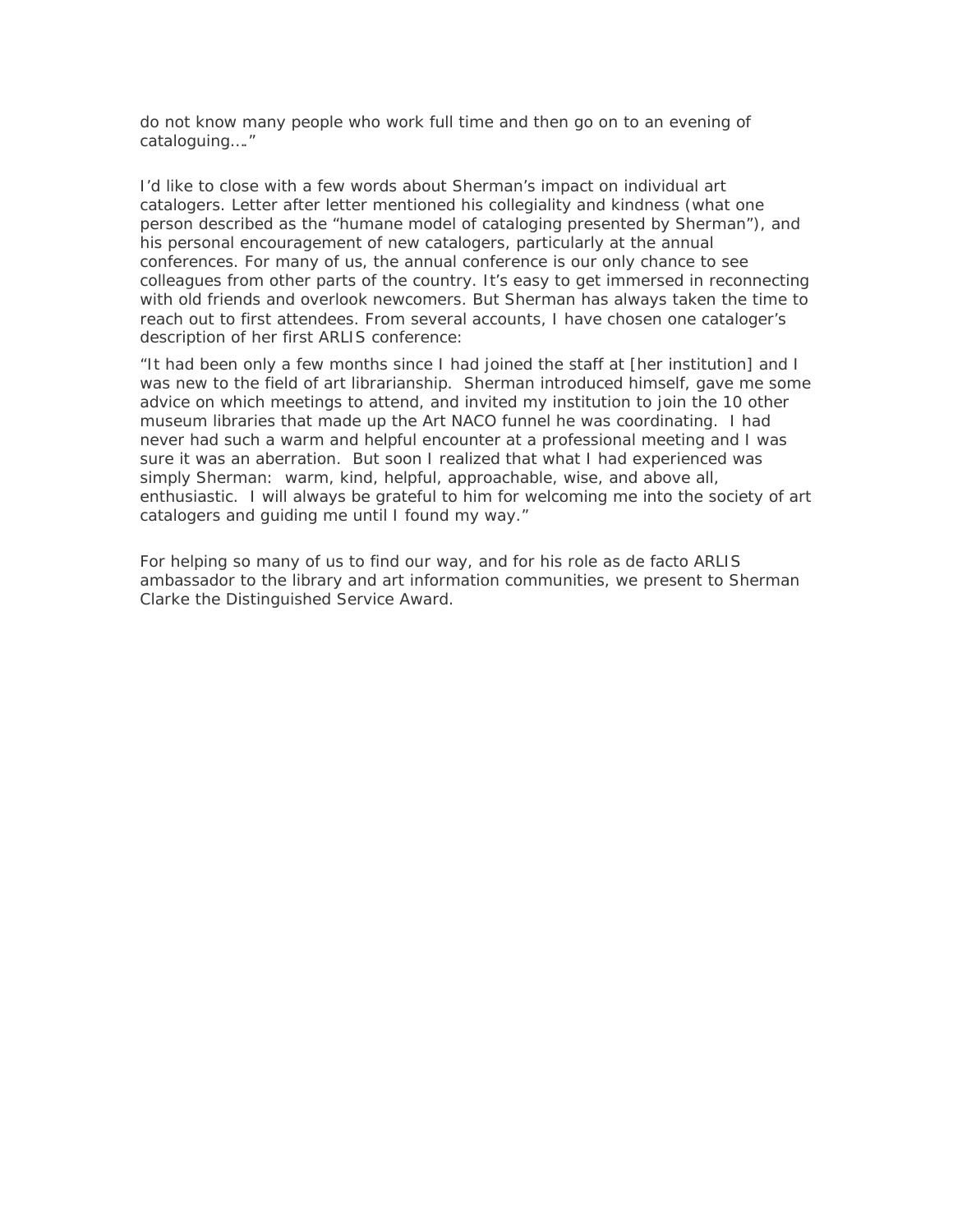do not know many people who work full time and then go on to an evening of cataloguing…."

I'd like to close with a few words about Sherman's impact on individual art catalogers. Letter after letter mentioned his collegiality and kindness (what one person described as the "humane model of cataloging presented by Sherman"), and his personal encouragement of new catalogers, particularly at the annual conferences. For many of us, the annual conference is our only chance to see colleagues from other parts of the country. It's easy to get immersed in reconnecting with old friends and overlook newcomers. But Sherman has always taken the time to reach out to first attendees. From several accounts, I have chosen one cataloger's description of her first ARLIS conference:

"It had been only a few months since I had joined the staff at [her institution] and I was new to the field of art librarianship. Sherman introduced himself, gave me some advice on which meetings to attend, and invited my institution to join the 10 other museum libraries that made up the Art NACO funnel he was coordinating. I had never had such a warm and helpful encounter at a professional meeting and I was sure it was an aberration. But soon I realized that what I had experienced was simply Sherman: warm, kind, helpful, approachable, wise, and above all, enthusiastic. I will always be grateful to him for welcoming me into the society of art catalogers and guiding me until I found my way."

For helping so many of us to find our way, and for his role as de facto ARLIS ambassador to the library and art information communities, we present to Sherman Clarke the Distinguished Service Award.